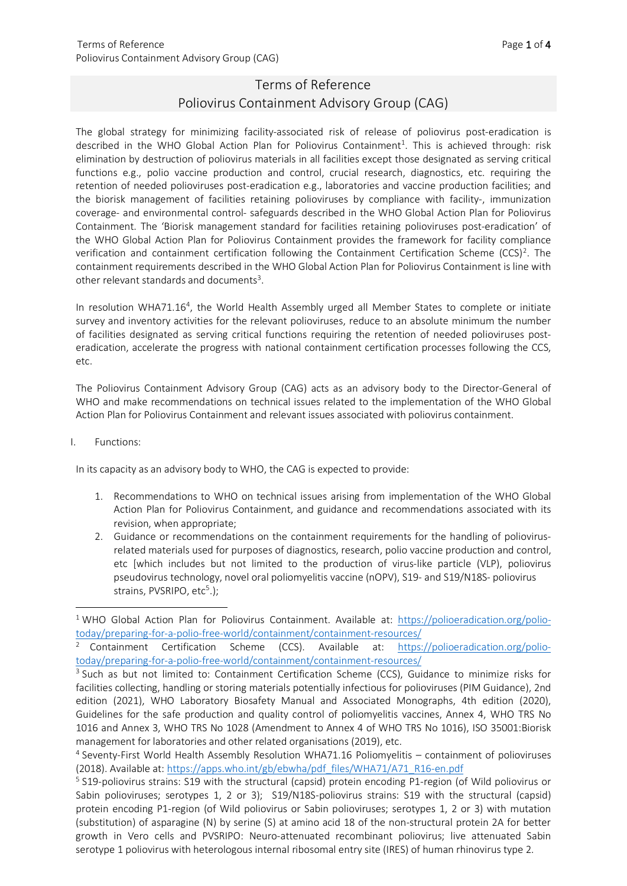# Terms of Reference
## Poliovirus Containment Advisory Group (CAG)

The global strategy for minimizing facility-associated risk of release of poliovirus post-eradication is described in the WHO Global Action Plan for Poliovirus Containment[1]. This is achieved through: risk elimination by destruction of poliovirus materials in all facilities except those designated as serving critical functions e.g., polio vaccine production and control, crucial research, diagnostics, etc. requiring the retention of needed polioviruses post-eradication e.g., laboratories and vaccine production facilities; and the biorisk management of facilities retaining polioviruses by compliance with facility-, immunization coverage- and environmental control- safeguards described in the WHO Global Action Plan for Poliovirus Containment. The 'Biorisk management standard for facilities retaining polioviruses post-eradication' of the WHO Global Action Plan for Poliovirus Containment provides the framework for facility compliance verification and containment certification following the Containment Certification Scheme (CCS)[2]. The containment requirements described in the WHO Global Action Plan for Poliovirus Containment is line with other relevant standards and documents[3].

In resolution WHA71.16[4], the World Health Assembly urged all Member States to complete or initiate survey and inventory activities for the relevant polioviruses, reduce to an absolute minimum the number of facilities designated as serving critical functions requiring the retention of needed polioviruses post-eradication, accelerate the progress with national containment certification processes following the CCS, etc.

The Poliovirus Containment Advisory Group (CAG) acts as an advisory body to the Director-General of WHO and make recommendations on technical issues related to the implementation of the WHO Global Action Plan for Poliovirus Containment and relevant issues associated with poliovirus containment.

I. Functions:

In its capacity as an advisory body to WHO, the CAG is expected to provide:

1. Recommendations to WHO on technical issues arising from implementation of the WHO Global Action Plan for Poliovirus Containment, and guidance and recommendations associated with its revision, when appropriate;
2. Guidance or recommendations on the containment requirements for the handling of poliovirus-related materials used for purposes of diagnostics, research, polio vaccine production and control, etc [which includes but not limited to the production of virus-like particle (VLP), poliovirus pseudovirus technology, novel oral poliomyelitis vaccine (nOPV), S19- and S19/N18S- poliovirus strains, PVSRIPO, etc[5].);

---

[1] WHO Global Action Plan for Poliovirus Containment. Available at: https://polioeradication.org/polio-today/preparing-for-a-polio-free-world/containment/containment-resources/

[2] Containment Certification Scheme (CCS). Available at: https://polioeradication.org/polio-today/preparing-for-a-polio-free-world/containment/containment-resources/

[3] Such as but not limited to: Containment Certification Scheme (CCS), Guidance to minimize risks for facilities collecting, handling or storing materials potentially infectious for polioviruses (PIM Guidance), 2nd edition (2021), WHO Laboratory Biosafety Manual and Associated Monographs, 4th edition (2020), Guidelines for the safe production and quality control of poliomyelitis vaccines, Annex 4, WHO TRS No 1016 and Annex 3, WHO TRS No 1028 (Amendment to Annex 4 of WHO TRS No 1016), ISO 35001:Biorisk management for laboratories and other related organisations (2019), etc.

[4] Seventy-First World Health Assembly Resolution WHA71.16 Poliomyelitis – containment of polioviruses (2018). Available at: https://apps.who.int/gb/ebwha/pdf_files/WHA71/A71_R16-en.pdf

[5] S19-poliovirus strains: S19 with the structural (capsid) protein encoding P1-region (of Wild poliovirus or Sabin polioviruses; serotypes 1, 2 or 3); S19/N18S-poliovirus strains: S19 with the structural (capsid) protein encoding P1-region (of Wild poliovirus or Sabin polioviruses; serotypes 1, 2 or 3) with mutation (substitution) of asparagine (N) by serine (S) at amino acid 18 of the non-structural protein 2A for better growth in Vero cells and PVSRIPO: Neuro-attenuated recombinant poliovirus; live attenuated Sabin serotype 1 poliovirus with heterologous internal ribosomal entry site (IRES) of human rhinovirus type 2.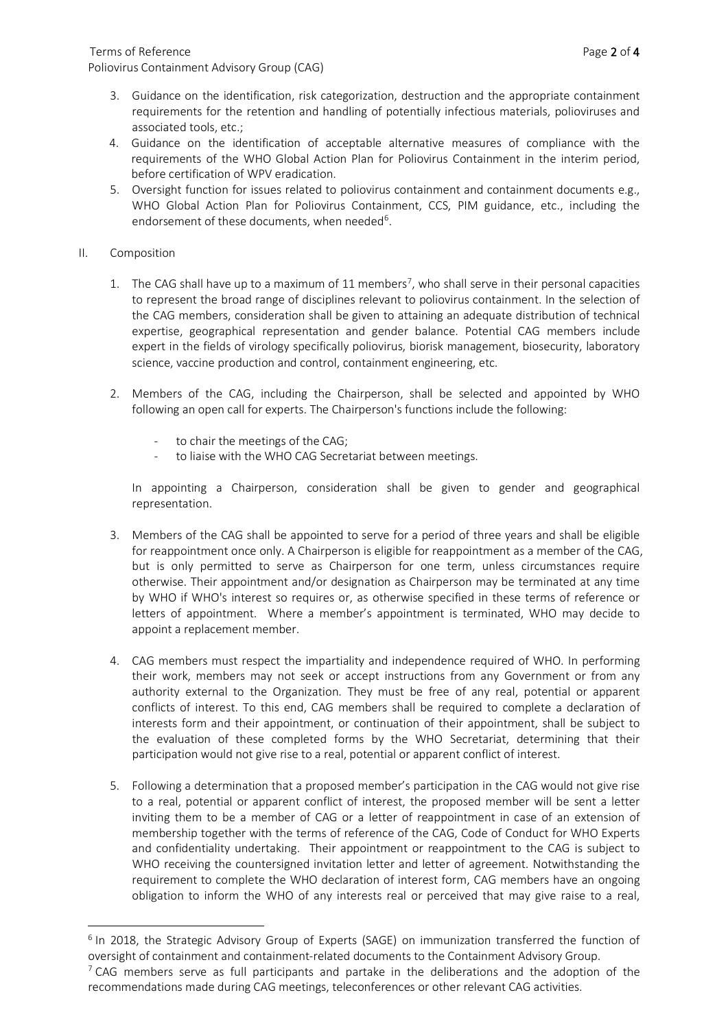3. Guidance on the identification, risk categorization, destruction and the appropriate containment requirements for the retention and handling of potentially infectious materials, polioviruses and associated tools, etc.;
4. Guidance on the identification of acceptable alternative measures of compliance with the requirements of the WHO Global Action Plan for Poliovirus Containment in the interim period, before certification of WPV eradication.
5. Oversight function for issues related to poliovirus containment and containment documents e.g., WHO Global Action Plan for Poliovirus Containment, CCS, PIM guidance, etc., including the endorsement of these documents, when needed[6].

II. Composition

1. The CAG shall have up to a maximum of 11 members[7], who shall serve in their personal capacities to represent the broad range of disciplines relevant to poliovirus containment. In the selection of the CAG members, consideration shall be given to attaining an adequate distribution of technical expertise, geographical representation and gender balance. Potential CAG members include expert in the fields of virology specifically poliovirus, biorisk management, biosecurity, laboratory science, vaccine production and control, containment engineering, etc.

2. Members of the CAG, including the Chairperson, shall be selected and appointed by WHO following an open call for experts. The Chairperson's functions include the following:

   - to chair the meetings of the CAG;
   - to liaise with the WHO CAG Secretariat between meetings.

   In appointing a Chairperson, consideration shall be given to gender and geographical representation.

3. Members of the CAG shall be appointed to serve for a period of three years and shall be eligible for reappointment once only. A Chairperson is eligible for reappointment as a member of the CAG, but is only permitted to serve as Chairperson for one term, unless circumstances require otherwise. Their appointment and/or designation as Chairperson may be terminated at any time by WHO if WHO's interest so requires or, as otherwise specified in these terms of reference or letters of appointment. Where a member's appointment is terminated, WHO may decide to appoint a replacement member.

4. CAG members must respect the impartiality and independence required of WHO. In performing their work, members may not seek or accept instructions from any Government or from any authority external to the Organization. They must be free of any real, potential or apparent conflicts of interest. To this end, CAG members shall be required to complete a declaration of interests form and their appointment, or continuation of their appointment, shall be subject to the evaluation of these completed forms by the WHO Secretariat, determining that their participation would not give rise to a real, potential or apparent conflict of interest.

5. Following a determination that a proposed member's participation in the CAG would not give rise to a real, potential or apparent conflict of interest, the proposed member will be sent a letter inviting them to be a member of CAG or a letter of reappointment in case of an extension of membership together with the terms of reference of the CAG, Code of Conduct for WHO Experts and confidentiality undertaking. Their appointment or reappointment to the CAG is subject to WHO receiving the countersigned invitation letter and letter of agreement. Notwithstanding the requirement to complete the WHO declaration of interest form, CAG members have an ongoing obligation to inform the WHO of any interests real or perceived that may give raise to a real,

---

[6] In 2018, the Strategic Advisory Group of Experts (SAGE) on immunization transferred the function of oversight of containment and containment-related documents to the Containment Advisory Group.

[7] CAG members serve as full participants and partake in the deliberations and the adoption of the recommendations made during CAG meetings, teleconferences or other relevant CAG activities.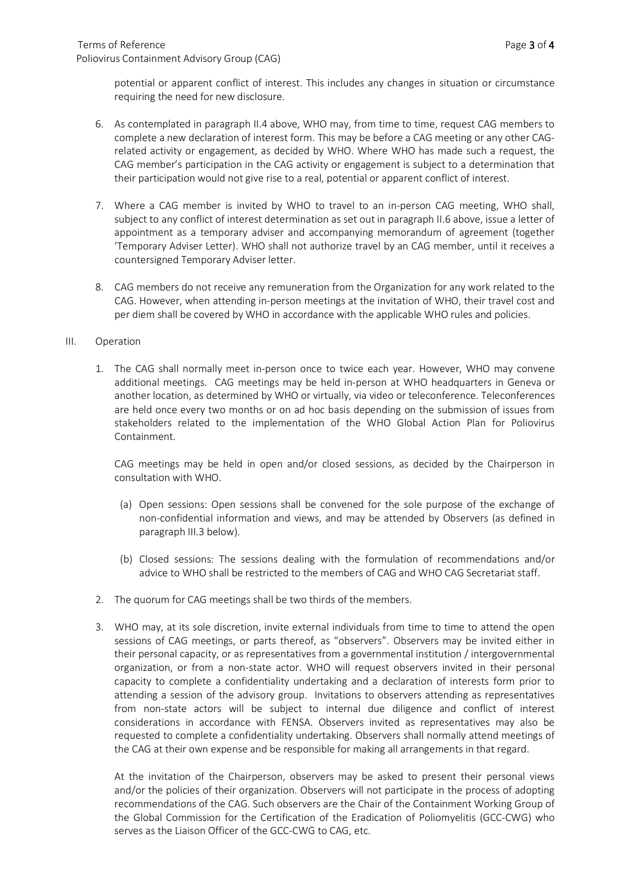potential or apparent conflict of interest. This includes any changes in situation or circumstance requiring the need for new disclosure.

6. As contemplated in paragraph II.4 above, WHO may, from time to time, request CAG members to complete a new declaration of interest form. This may be before a CAG meeting or any other CAG-related activity or engagement, as decided by WHO. Where WHO has made such a request, the CAG member's participation in the CAG activity or engagement is subject to a determination that their participation would not give rise to a real, potential or apparent conflict of interest.

7. Where a CAG member is invited by WHO to travel to an in-person CAG meeting, WHO shall, subject to any conflict of interest determination as set out in paragraph II.6 above, issue a letter of appointment as a temporary adviser and accompanying memorandum of agreement (together 'Temporary Adviser Letter). WHO shall not authorize travel by an CAG member, until it receives a countersigned Temporary Adviser letter.

8. CAG members do not receive any remuneration from the Organization for any work related to the CAG. However, when attending in-person meetings at the invitation of WHO, their travel cost and per diem shall be covered by WHO in accordance with the applicable WHO rules and policies.

## III. Operation

1. The CAG shall normally meet in-person once to twice each year. However, WHO may convene additional meetings. CAG meetings may be held in-person at WHO headquarters in Geneva or another location, as determined by WHO or virtually, via video or teleconference. Teleconferences are held once every two months or on ad hoc basis depending on the submission of issues from stakeholders related to the implementation of the WHO Global Action Plan for Poliovirus Containment.

   CAG meetings may be held in open and/or closed sessions, as decided by the Chairperson in consultation with WHO.

   (a) Open sessions: Open sessions shall be convened for the sole purpose of the exchange of non-confidential information and views, and may be attended by Observers (as defined in paragraph III.3 below).

   (b) Closed sessions: The sessions dealing with the formulation of recommendations and/or advice to WHO shall be restricted to the members of CAG and WHO CAG Secretariat staff.

2. The quorum for CAG meetings shall be two thirds of the members.

3. WHO may, at its sole discretion, invite external individuals from time to time to attend the open sessions of CAG meetings, or parts thereof, as "observers". Observers may be invited either in their personal capacity, or as representatives from a governmental institution / intergovernmental organization, or from a non-state actor. WHO will request observers invited in their personal capacity to complete a confidentiality undertaking and a declaration of interests form prior to attending a session of the advisory group. Invitations to observers attending as representatives from non-state actors will be subject to internal due diligence and conflict of interest considerations in accordance with FENSA. Observers invited as representatives may also be requested to complete a confidentiality undertaking. Observers shall normally attend meetings of the CAG at their own expense and be responsible for making all arrangements in that regard.

   At the invitation of the Chairperson, observers may be asked to present their personal views and/or the policies of their organization. Observers will not participate in the process of adopting recommendations of the CAG. Such observers are the Chair of the Containment Working Group of the Global Commission for the Certification of the Eradication of Poliomyelitis (GCC-CWG) who serves as the Liaison Officer of the GCC-CWG to CAG, etc.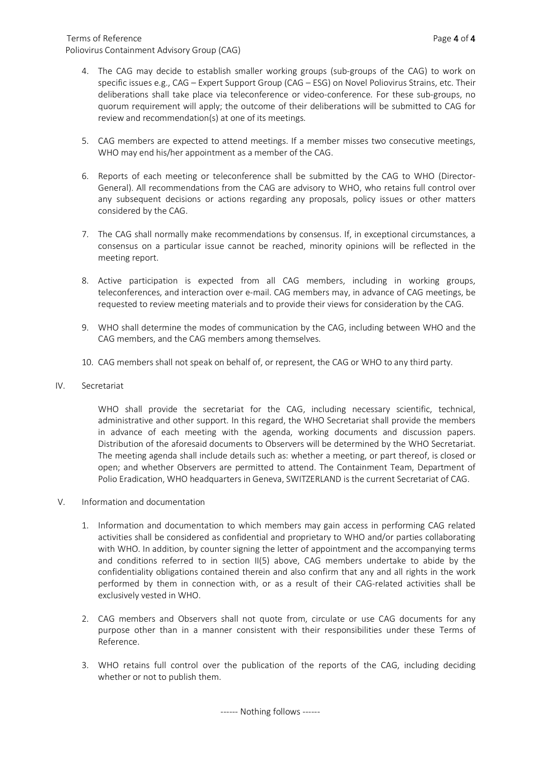4. The CAG may decide to establish smaller working groups (sub-groups of the CAG) to work on specific issues e.g., CAG – Expert Support Group (CAG – ESG) on Novel Poliovirus Strains, etc. Their deliberations shall take place via teleconference or video-conference. For these sub-groups, no quorum requirement will apply; the outcome of their deliberations will be submitted to CAG for review and recommendation(s) at one of its meetings.

5. CAG members are expected to attend meetings. If a member misses two consecutive meetings, WHO may end his/her appointment as a member of the CAG.

6. Reports of each meeting or teleconference shall be submitted by the CAG to WHO (Director-General). All recommendations from the CAG are advisory to WHO, who retains full control over any subsequent decisions or actions regarding any proposals, policy issues or other matters considered by the CAG.

7. The CAG shall normally make recommendations by consensus. If, in exceptional circumstances, a consensus on a particular issue cannot be reached, minority opinions will be reflected in the meeting report.

8. Active participation is expected from all CAG members, including in working groups, teleconferences, and interaction over e-mail. CAG members may, in advance of CAG meetings, be requested to review meeting materials and to provide their views for consideration by the CAG.

9. WHO shall determine the modes of communication by the CAG, including between WHO and the CAG members, and the CAG members among themselves.

10. CAG members shall not speak on behalf of, or represent, the CAG or WHO to any third party.

## IV. Secretariat

WHO shall provide the secretariat for the CAG, including necessary scientific, technical, administrative and other support. In this regard, the WHO Secretariat shall provide the members in advance of each meeting with the agenda, working documents and discussion papers. Distribution of the aforesaid documents to Observers will be determined by the WHO Secretariat. The meeting agenda shall include details such as: whether a meeting, or part thereof, is closed or open; and whether Observers are permitted to attend. The Containment Team, Department of Polio Eradication, WHO headquarters in Geneva, SWITZERLAND is the current Secretariat of CAG.

## V. Information and documentation

1. Information and documentation to which members may gain access in performing CAG related activities shall be considered as confidential and proprietary to WHO and/or parties collaborating with WHO. In addition, by counter signing the letter of appointment and the accompanying terms and conditions referred to in section II(5) above, CAG members undertake to abide by the confidentiality obligations contained therein and also confirm that any and all rights in the work performed by them in connection with, or as a result of their CAG-related activities shall be exclusively vested in WHO.

2. CAG members and Observers shall not quote from, circulate or use CAG documents for any purpose other than in a manner consistent with their responsibilities under these Terms of Reference.

3. WHO retains full control over the publication of the reports of the CAG, including deciding whether or not to publish them.

------ Nothing follows ------